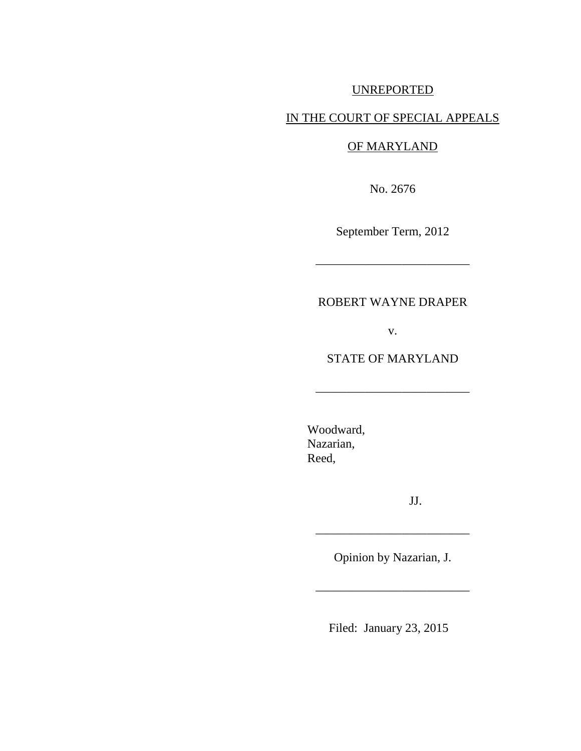UNREPORTED

IN THE COURT OF SPECIAL APPEALS

OF MARYLAND

No. 2676

September Term, 2012

---

ROBERT WAYNE DRAPER

v.

STATE OF MARYLAND

---

Woodward,
Nazarian,
Reed,

JJ.

---

Opinion by Nazarian, J.

---

Filed: January 23, 2015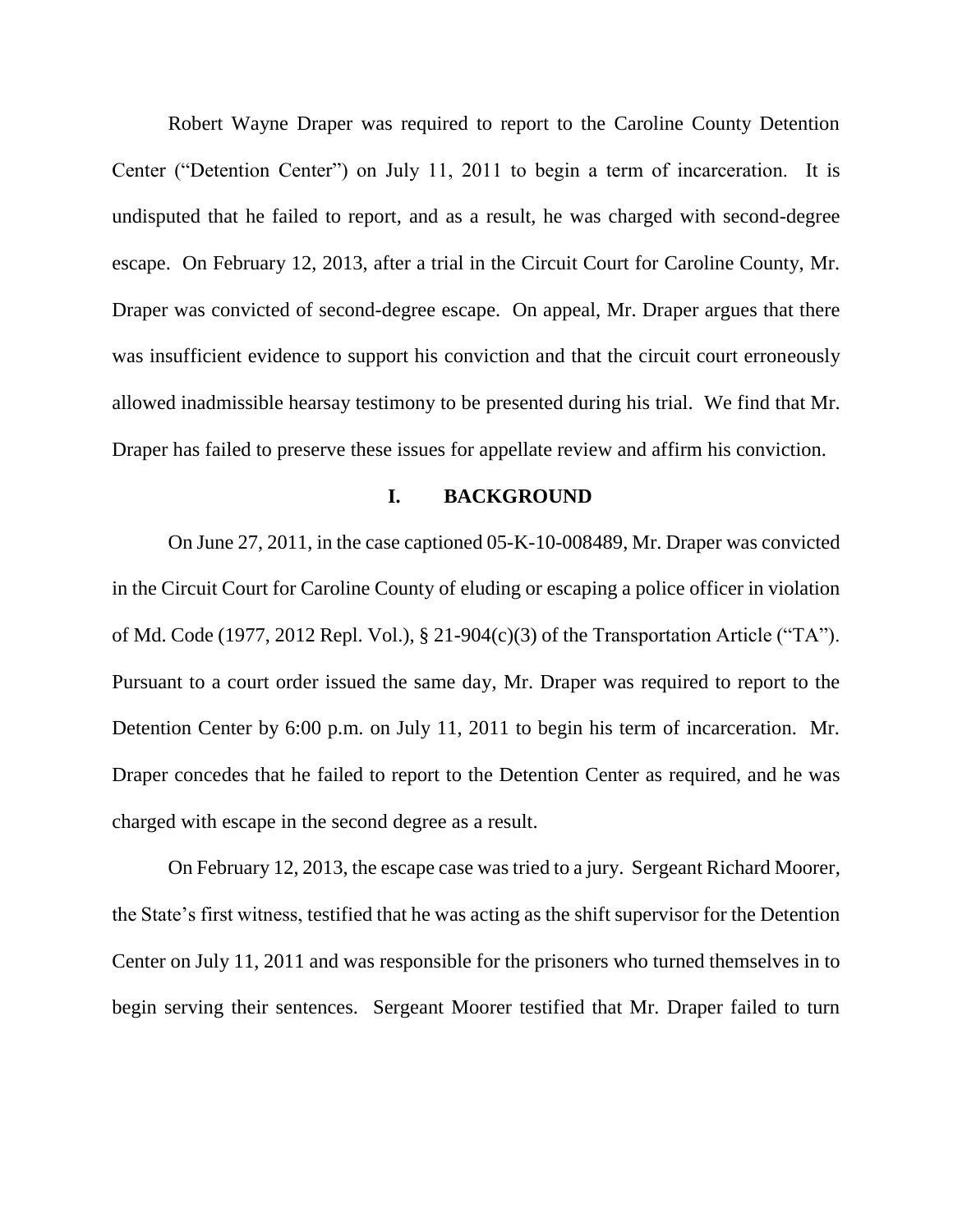Robert Wayne Draper was required to report to the Caroline County Detention Center ("Detention Center") on July 11, 2011 to begin a term of incarceration. It is undisputed that he failed to report, and as a result, he was charged with second-degree escape. On February 12, 2013, after a trial in the Circuit Court for Caroline County, Mr. Draper was convicted of second-degree escape. On appeal, Mr. Draper argues that there was insufficient evidence to support his conviction and that the circuit court erroneously allowed inadmissible hearsay testimony to be presented during his trial. We find that Mr. Draper has failed to preserve these issues for appellate review and affirm his conviction.

## I. BACKGROUND

On June 27, 2011, in the case captioned 05-K-10-008489, Mr. Draper was convicted in the Circuit Court for Caroline County of eluding or escaping a police officer in violation of Md. Code (1977, 2012 Repl. Vol.), § 21-904(c)(3) of the Transportation Article ("TA"). Pursuant to a court order issued the same day, Mr. Draper was required to report to the Detention Center by 6:00 p.m. on July 11, 2011 to begin his term of incarceration. Mr. Draper concedes that he failed to report to the Detention Center as required, and he was charged with escape in the second degree as a result.

On February 12, 2013, the escape case was tried to a jury. Sergeant Richard Moorer, the State's first witness, testified that he was acting as the shift supervisor for the Detention Center on July 11, 2011 and was responsible for the prisoners who turned themselves in to begin serving their sentences. Sergeant Moorer testified that Mr. Draper failed to turn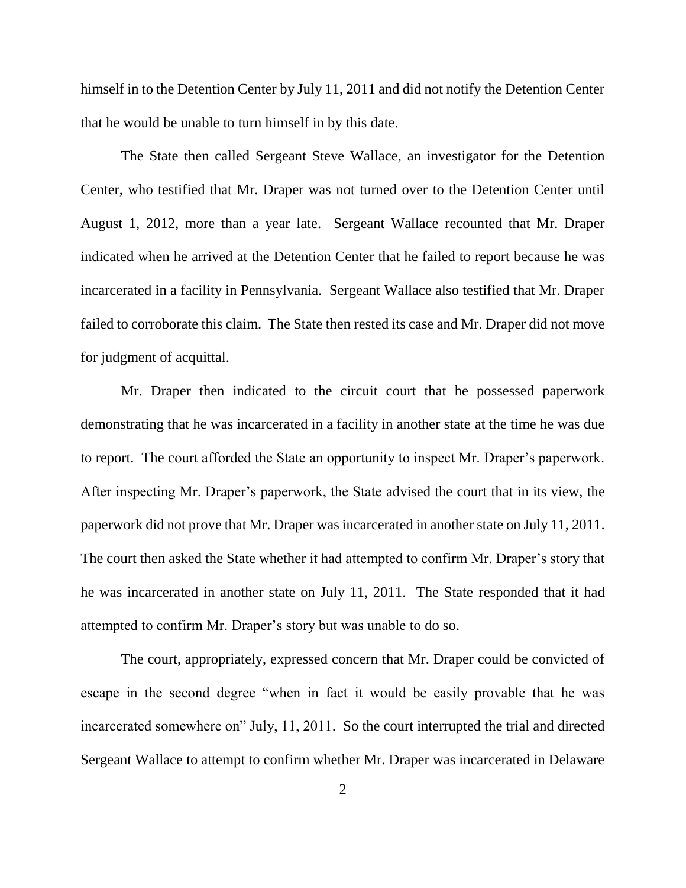himself in to the Detention Center by July 11, 2011 and did not notify the Detention Center that he would be unable to turn himself in by this date.

The State then called Sergeant Steve Wallace, an investigator for the Detention Center, who testified that Mr. Draper was not turned over to the Detention Center until August 1, 2012, more than a year late. Sergeant Wallace recounted that Mr. Draper indicated when he arrived at the Detention Center that he failed to report because he was incarcerated in a facility in Pennsylvania. Sergeant Wallace also testified that Mr. Draper failed to corroborate this claim. The State then rested its case and Mr. Draper did not move for judgment of acquittal.

Mr. Draper then indicated to the circuit court that he possessed paperwork demonstrating that he was incarcerated in a facility in another state at the time he was due to report. The court afforded the State an opportunity to inspect Mr. Draper's paperwork. After inspecting Mr. Draper's paperwork, the State advised the court that in its view, the paperwork did not prove that Mr. Draper was incarcerated in another state on July 11, 2011. The court then asked the State whether it had attempted to confirm Mr. Draper's story that he was incarcerated in another state on July 11, 2011. The State responded that it had attempted to confirm Mr. Draper's story but was unable to do so.

The court, appropriately, expressed concern that Mr. Draper could be convicted of escape in the second degree "when in fact it would be easily provable that he was incarcerated somewhere on" July, 11, 2011. So the court interrupted the trial and directed Sergeant Wallace to attempt to confirm whether Mr. Draper was incarcerated in Delaware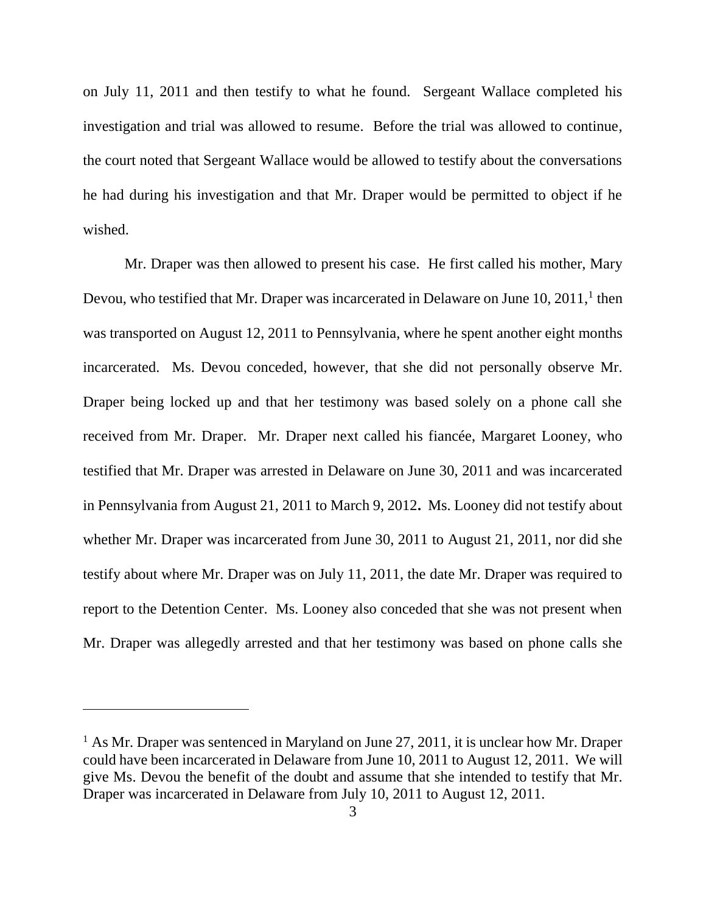on July 11, 2011 and then testify to what he found. Sergeant Wallace completed his investigation and trial was allowed to resume. Before the trial was allowed to continue, the court noted that Sergeant Wallace would be allowed to testify about the conversations he had during his investigation and that Mr. Draper would be permitted to object if he wished.

Mr. Draper was then allowed to present his case. He first called his mother, Mary Devou, who testified that Mr. Draper was incarcerated in Delaware on June 10, 2011,[1] then was transported on August 12, 2011 to Pennsylvania, where he spent another eight months incarcerated. Ms. Devou conceded, however, that she did not personally observe Mr. Draper being locked up and that her testimony was based solely on a phone call she received from Mr. Draper. Mr. Draper next called his fiancée, Margaret Looney, who testified that Mr. Draper was arrested in Delaware on June 30, 2011 and was incarcerated in Pennsylvania from August 21, 2011 to March 9, 2012**.** Ms. Looney did not testify about whether Mr. Draper was incarcerated from June 30, 2011 to August 21, 2011, nor did she testify about where Mr. Draper was on July 11, 2011, the date Mr. Draper was required to report to the Detention Center. Ms. Looney also conceded that she was not present when Mr. Draper was allegedly arrested and that her testimony was based on phone calls she

---

[1] As Mr. Draper was sentenced in Maryland on June 27, 2011, it is unclear how Mr. Draper could have been incarcerated in Delaware from June 10, 2011 to August 12, 2011. We will give Ms. Devou the benefit of the doubt and assume that she intended to testify that Mr. Draper was incarcerated in Delaware from July 10, 2011 to August 12, 2011.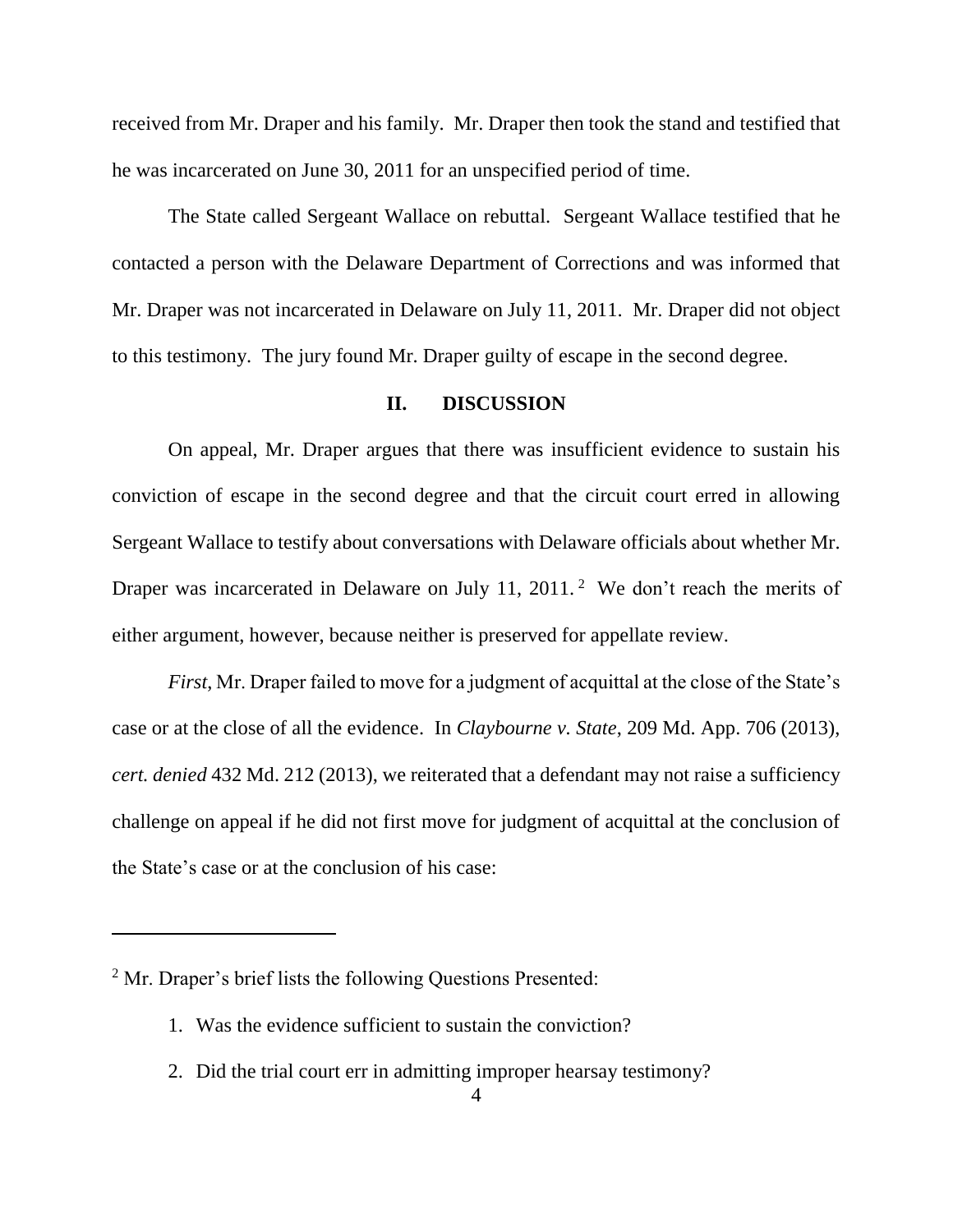received from Mr. Draper and his family. Mr. Draper then took the stand and testified that he was incarcerated on June 30, 2011 for an unspecified period of time.

The State called Sergeant Wallace on rebuttal. Sergeant Wallace testified that he contacted a person with the Delaware Department of Corrections and was informed that Mr. Draper was not incarcerated in Delaware on July 11, 2011. Mr. Draper did not object to this testimony. The jury found Mr. Draper guilty of escape in the second degree.

## II. DISCUSSION

On appeal, Mr. Draper argues that there was insufficient evidence to sustain his conviction of escape in the second degree and that the circuit court erred in allowing Sergeant Wallace to testify about conversations with Delaware officials about whether Mr. Draper was incarcerated in Delaware on July 11, 2011.[2] We don't reach the merits of either argument, however, because neither is preserved for appellate review.

*First*, Mr. Draper failed to move for a judgment of acquittal at the close of the State's case or at the close of all the evidence. In *Claybourne v. State*, 209 Md. App. 706 (2013), *cert. denied* 432 Md. 212 (2013), we reiterated that a defendant may not raise a sufficiency challenge on appeal if he did not first move for judgment of acquittal at the conclusion of the State's case or at the conclusion of his case:

---

[2] Mr. Draper's brief lists the following Questions Presented:

1. Was the evidence sufficient to sustain the conviction?
2. Did the trial court err in admitting improper hearsay testimony?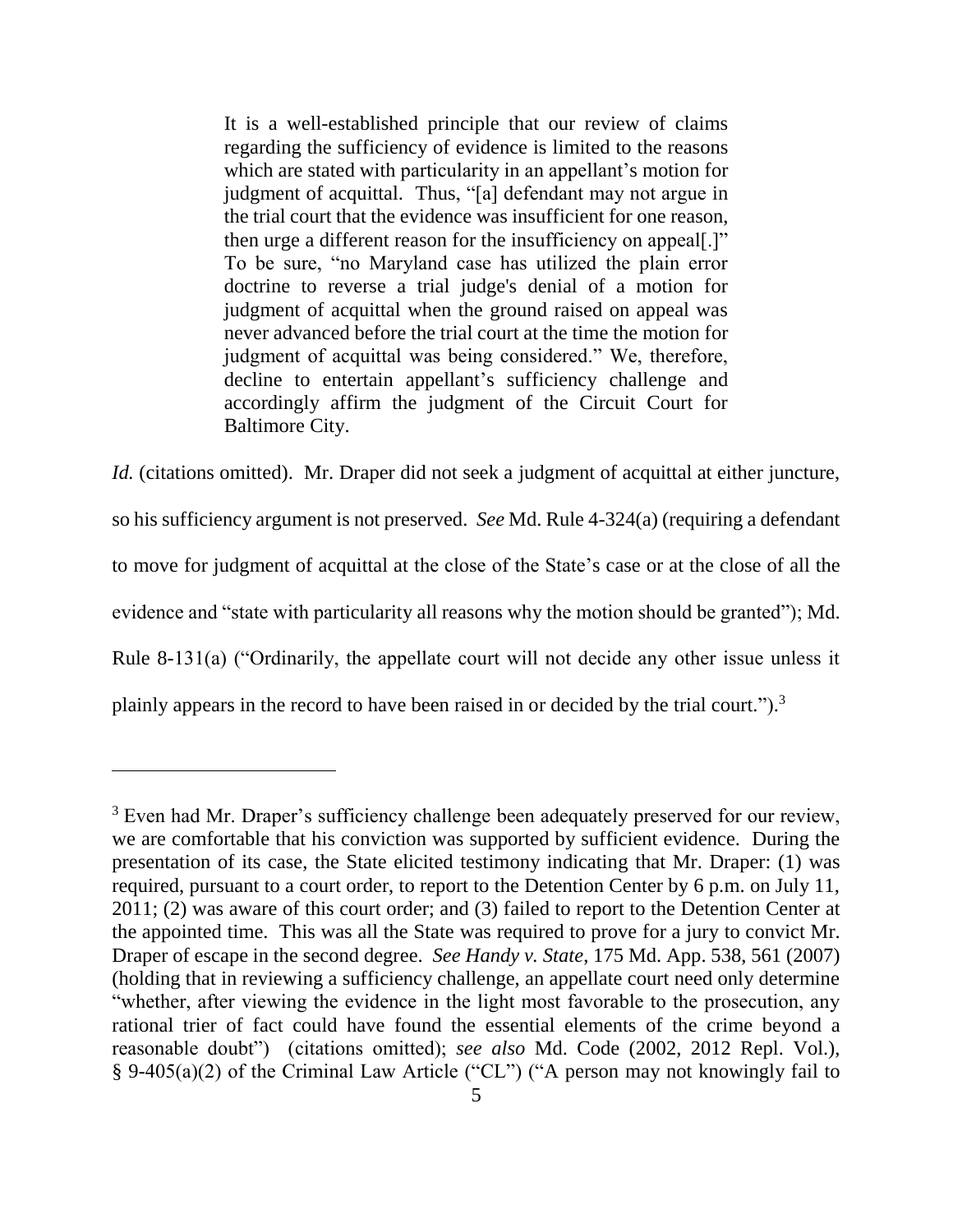> It is a well-established principle that our review of claims regarding the sufficiency of evidence is limited to the reasons which are stated with particularity in an appellant's motion for judgment of acquittal. Thus, "[a] defendant may not argue in the trial court that the evidence was insufficient for one reason, then urge a different reason for the insufficiency on appeal[.]" To be sure, "no Maryland case has utilized the plain error doctrine to reverse a trial judge's denial of a motion for judgment of acquittal when the ground raised on appeal was never advanced before the trial court at the time the motion for judgment of acquittal was being considered." We, therefore, decline to entertain appellant's sufficiency challenge and accordingly affirm the judgment of the Circuit Court for Baltimore City.

*Id.* (citations omitted). Mr. Draper did not seek a judgment of acquittal at either juncture, so his sufficiency argument is not preserved. *See* Md. Rule 4-324(a) (requiring a defendant to move for judgment of acquittal at the close of the State's case or at the close of all the evidence and "state with particularity all reasons why the motion should be granted"); Md. Rule 8-131(a) ("Ordinarily, the appellate court will not decide any other issue unless it plainly appears in the record to have been raised in or decided by the trial court.").[3]

---

[3] Even had Mr. Draper's sufficiency challenge been adequately preserved for our review, we are comfortable that his conviction was supported by sufficient evidence. During the presentation of its case, the State elicited testimony indicating that Mr. Draper: (1) was required, pursuant to a court order, to report to the Detention Center by 6 p.m. on July 11, 2011; (2) was aware of this court order; and (3) failed to report to the Detention Center at the appointed time. This was all the State was required to prove for a jury to convict Mr. Draper of escape in the second degree. *See Handy v. State*, 175 Md. App. 538, 561 (2007) (holding that in reviewing a sufficiency challenge, an appellate court need only determine "whether, after viewing the evidence in the light most favorable to the prosecution, any rational trier of fact could have found the essential elements of the crime beyond a reasonable doubt") (citations omitted); *see also* Md. Code (2002, 2012 Repl. Vol.), § 9-405(a)(2) of the Criminal Law Article ("CL") ("A person may not knowingly fail to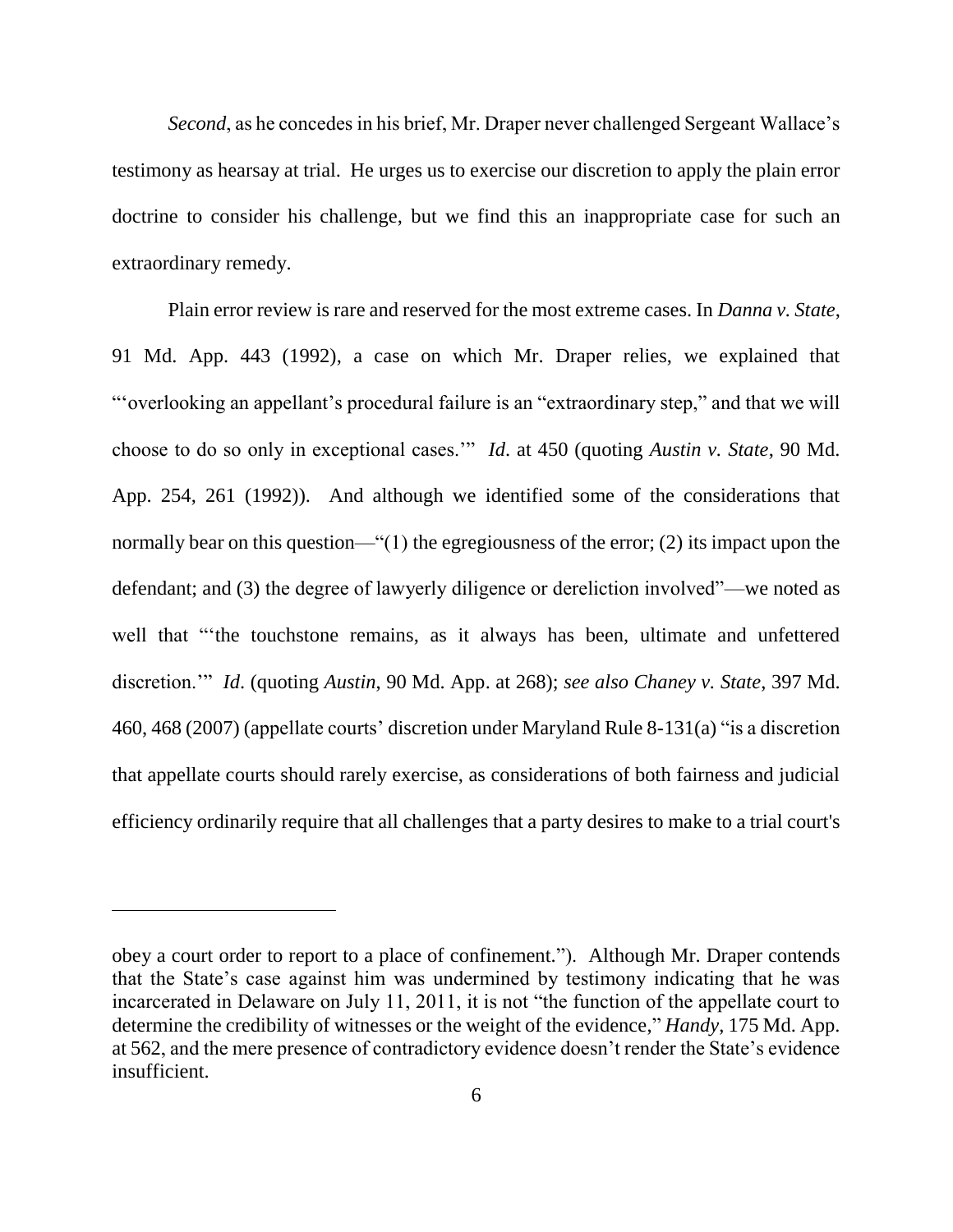*Second*, as he concedes in his brief, Mr. Draper never challenged Sergeant Wallace's testimony as hearsay at trial. He urges us to exercise our discretion to apply the plain error doctrine to consider his challenge, but we find this an inappropriate case for such an extraordinary remedy.

Plain error review is rare and reserved for the most extreme cases. In *Danna v. State*, 91 Md. App. 443 (1992), a case on which Mr. Draper relies, we explained that "'overlooking an appellant's procedural failure is an "extraordinary step," and that we will choose to do so only in exceptional cases.'" *Id*. at 450 (quoting *Austin v. State*, 90 Md. App. 254, 261 (1992)). And although we identified some of the considerations that normally bear on this question—"(1) the egregiousness of the error; (2) its impact upon the defendant; and (3) the degree of lawyerly diligence or dereliction involved"—we noted as well that "'the touchstone remains, as it always has been, ultimate and unfettered discretion.'" *Id*. (quoting *Austin*, 90 Md. App. at 268); *see also Chaney v. State*, 397 Md. 460, 468 (2007) (appellate courts' discretion under Maryland Rule 8-131(a) "is a discretion that appellate courts should rarely exercise, as considerations of both fairness and judicial efficiency ordinarily require that all challenges that a party desires to make to a trial court's

---

obey a court order to report to a place of confinement."). Although Mr. Draper contends that the State's case against him was undermined by testimony indicating that he was incarcerated in Delaware on July 11, 2011, it is not "the function of the appellate court to determine the credibility of witnesses or the weight of the evidence," *Handy*, 175 Md. App. at 562, and the mere presence of contradictory evidence doesn't render the State's evidence insufficient.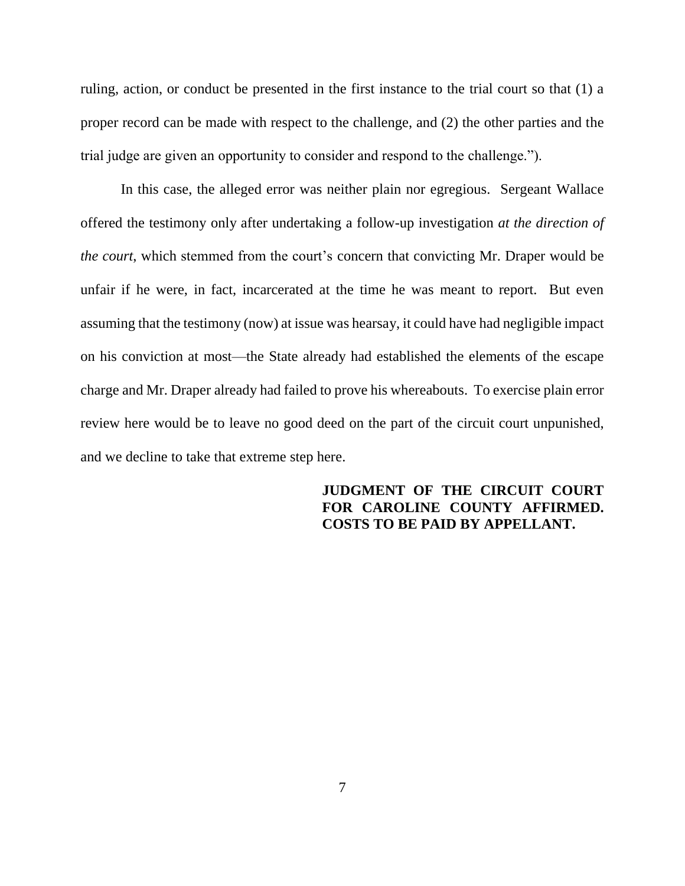ruling, action, or conduct be presented in the first instance to the trial court so that (1) a proper record can be made with respect to the challenge, and (2) the other parties and the trial judge are given an opportunity to consider and respond to the challenge.").

In this case, the alleged error was neither plain nor egregious. Sergeant Wallace offered the testimony only after undertaking a follow-up investigation *at the direction of the court*, which stemmed from the court's concern that convicting Mr. Draper would be unfair if he were, in fact, incarcerated at the time he was meant to report. But even assuming that the testimony (now) at issue was hearsay, it could have had negligible impact on his conviction at most—the State already had established the elements of the escape charge and Mr. Draper already had failed to prove his whereabouts. To exercise plain error review here would be to leave no good deed on the part of the circuit court unpunished, and we decline to take that extreme step here.

**JUDGMENT OF THE CIRCUIT COURT FOR CAROLINE COUNTY AFFIRMED. COSTS TO BE PAID BY APPELLANT.**